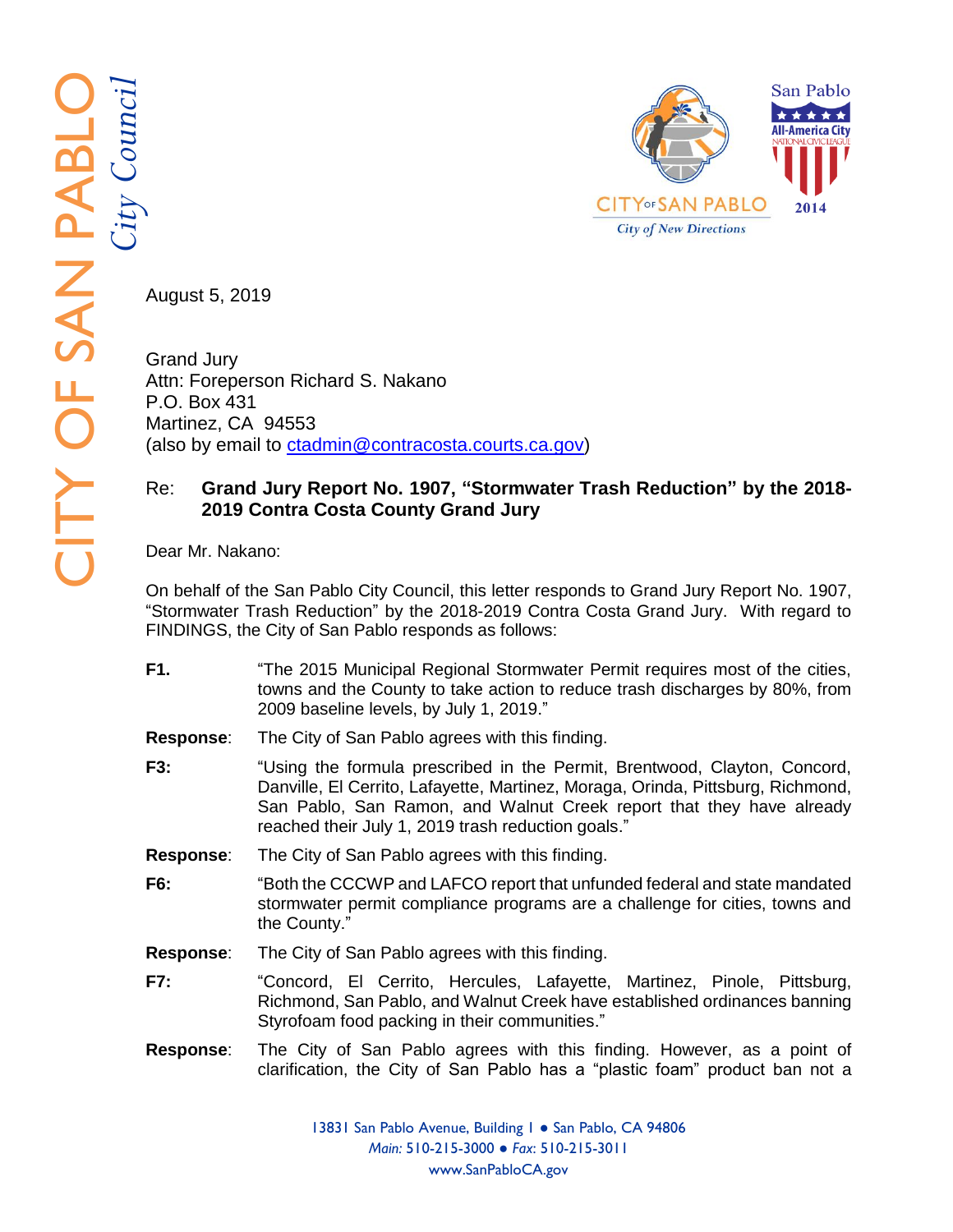# CITY OF SAN PABLO
*City Council*

CITY OF SAN PABLO
*City of New Directions*

San Pablo All-America City NATIONAL CIVIC LEAGUE 2014

August 5, 2019

Grand Jury
Attn: Foreperson Richard S. Nakano
P.O. Box 431
Martinez, CA 94553
(also by email to ctadmin@contracosta.courts.ca.gov)

Re: **Grand Jury Report No. 1907, "Stormwater Trash Reduction" by the 2018-2019 Contra Costa County Grand Jury**

Dear Mr. Nakano:

On behalf of the San Pablo City Council, this letter responds to Grand Jury Report No. 1907, "Stormwater Trash Reduction" by the 2018-2019 Contra Costa Grand Jury. With regard to FINDINGS, the City of San Pablo responds as follows:

**F1.** "The 2015 Municipal Regional Stormwater Permit requires most of the cities, towns and the County to take action to reduce trash discharges by 80%, from 2009 baseline levels, by July 1, 2019."

**Response**: The City of San Pablo agrees with this finding.

**F3:** "Using the formula prescribed in the Permit, Brentwood, Clayton, Concord, Danville, El Cerrito, Lafayette, Martinez, Moraga, Orinda, Pittsburg, Richmond, San Pablo, San Ramon, and Walnut Creek report that they have already reached their July 1, 2019 trash reduction goals."

**Response**: The City of San Pablo agrees with this finding.

**F6:** "Both the CCCWP and LAFCO report that unfunded federal and state mandated stormwater permit compliance programs are a challenge for cities, towns and the County."

**Response**: The City of San Pablo agrees with this finding.

**F7:** "Concord, El Cerrito, Hercules, Lafayette, Martinez, Pinole, Pittsburg, Richmond, San Pablo, and Walnut Creek have established ordinances banning Styrofoam food packing in their communities."

**Response**: The City of San Pablo agrees with this finding. However, as a point of clarification, the City of San Pablo has a "plastic foam" product ban not a

13831 San Pablo Avenue, Building 1 ● San Pablo, CA 94806
*Main:* 510-215-3000 ● *Fax:* 510-215-3011
www.SanPabloCA.gov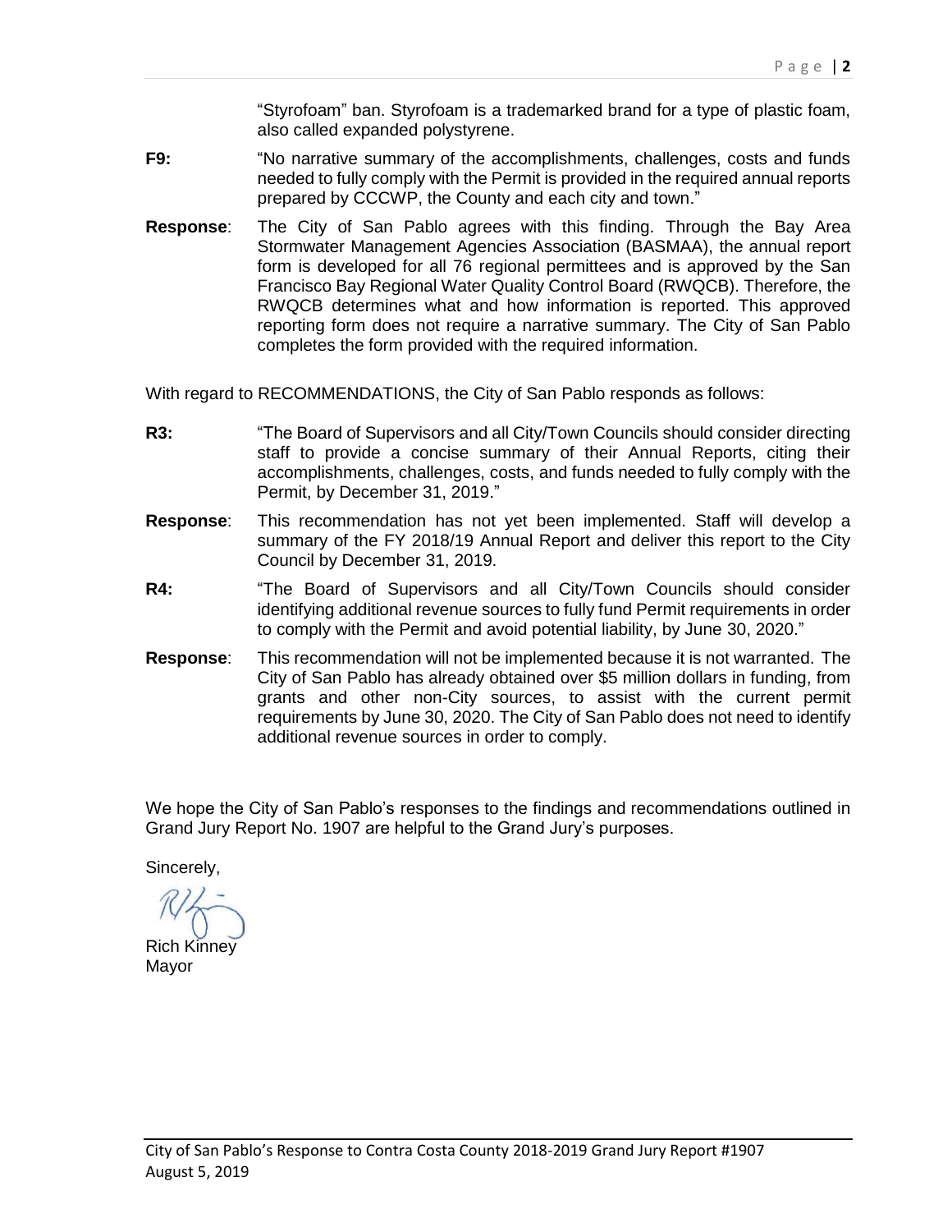"Styrofoam" ban. Styrofoam is a trademarked brand for a type of plastic foam, also called expanded polystyrene.

**F9:** "No narrative summary of the accomplishments, challenges, costs and funds needed to fully comply with the Permit is provided in the required annual reports prepared by CCCWP, the County and each city and town."

**Response**: The City of San Pablo agrees with this finding. Through the Bay Area Stormwater Management Agencies Association (BASMAA), the annual report form is developed for all 76 regional permittees and is approved by the San Francisco Bay Regional Water Quality Control Board (RWQCB). Therefore, the RWQCB determines what and how information is reported. This approved reporting form does not require a narrative summary. The City of San Pablo completes the form provided with the required information.

With regard to RECOMMENDATIONS, the City of San Pablo responds as follows:

**R3:** "The Board of Supervisors and all City/Town Councils should consider directing staff to provide a concise summary of their Annual Reports, citing their accomplishments, challenges, costs, and funds needed to fully comply with the Permit, by December 31, 2019."

**Response**: This recommendation has not yet been implemented. Staff will develop a summary of the FY 2018/19 Annual Report and deliver this report to the City Council by December 31, 2019.

**R4:** "The Board of Supervisors and all City/Town Councils should consider identifying additional revenue sources to fully fund Permit requirements in order to comply with the Permit and avoid potential liability, by June 30, 2020."

**Response**: This recommendation will not be implemented because it is not warranted. The City of San Pablo has already obtained over $5 million dollars in funding, from grants and other non-City sources, to assist with the current permit requirements by June 30, 2020. The City of San Pablo does not need to identify additional revenue sources in order to comply.

We hope the City of San Pablo's responses to the findings and recommendations outlined in Grand Jury Report No. 1907 are helpful to the Grand Jury's purposes.

Sincerely,

Rich Kinney
Mayor